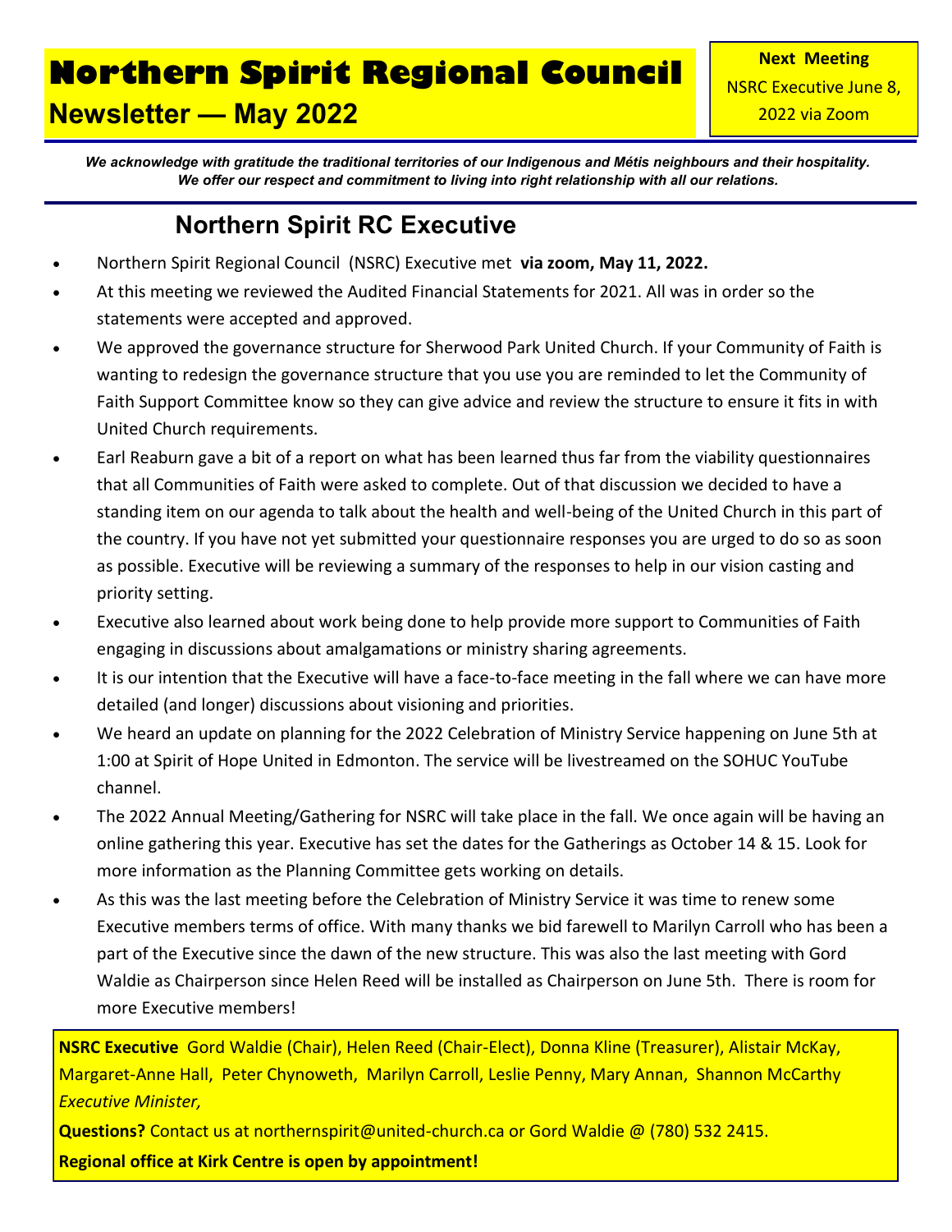# Northern Spirit Regional Council

## Newsletter — May 2022

**Next Meeting**
NSRC Executive June 8, 2022 via Zoom

*We acknowledge with gratitude the traditional territories of our Indigenous and Métis neighbours and their hospitality. We offer our respect and commitment to living into right relationship with all our relations.*

## Northern Spirit RC Executive

- Northern Spirit Regional Council (NSRC) Executive met **via zoom, May 11, 2022.**
- At this meeting we reviewed the Audited Financial Statements for 2021. All was in order so the statements were accepted and approved.
- We approved the governance structure for Sherwood Park United Church. If your Community of Faith is wanting to redesign the governance structure that you use you are reminded to let the Community of Faith Support Committee know so they can give advice and review the structure to ensure it fits in with United Church requirements.
- Earl Reaburn gave a bit of a report on what has been learned thus far from the viability questionnaires that all Communities of Faith were asked to complete. Out of that discussion we decided to have a standing item on our agenda to talk about the health and well-being of the United Church in this part of the country. If you have not yet submitted your questionnaire responses you are urged to do so as soon as possible. Executive will be reviewing a summary of the responses to help in our vision casting and priority setting.
- Executive also learned about work being done to help provide more support to Communities of Faith engaging in discussions about amalgamations or ministry sharing agreements.
- It is our intention that the Executive will have a face-to-face meeting in the fall where we can have more detailed (and longer) discussions about visioning and priorities.
- We heard an update on planning for the 2022 Celebration of Ministry Service happening on June 5th at 1:00 at Spirit of Hope United in Edmonton. The service will be livestreamed on the SOHUC YouTube channel.
- The 2022 Annual Meeting/Gathering for NSRC will take place in the fall. We once again will be having an online gathering this year. Executive has set the dates for the Gatherings as October 14 & 15. Look for more information as the Planning Committee gets working on details.
- As this was the last meeting before the Celebration of Ministry Service it was time to renew some Executive members terms of office. With many thanks we bid farewell to Marilyn Carroll who has been a part of the Executive since the dawn of the new structure. This was also the last meeting with Gord Waldie as Chairperson since Helen Reed will be installed as Chairperson on June 5th. There is room for more Executive members!

**NSRC Executive** Gord Waldie (Chair), Helen Reed (Chair-Elect), Donna Kline (Treasurer), Alistair McKay, Margaret-Anne Hall, Peter Chynoweth, Marilyn Carroll, Leslie Penny, Mary Annan, Shannon McCarthy *Executive Minister,*

**Questions?** Contact us at northernspirit@united-church.ca or Gord Waldie @ (780) 532 2415.

**Regional office at Kirk Centre is open by appointment!**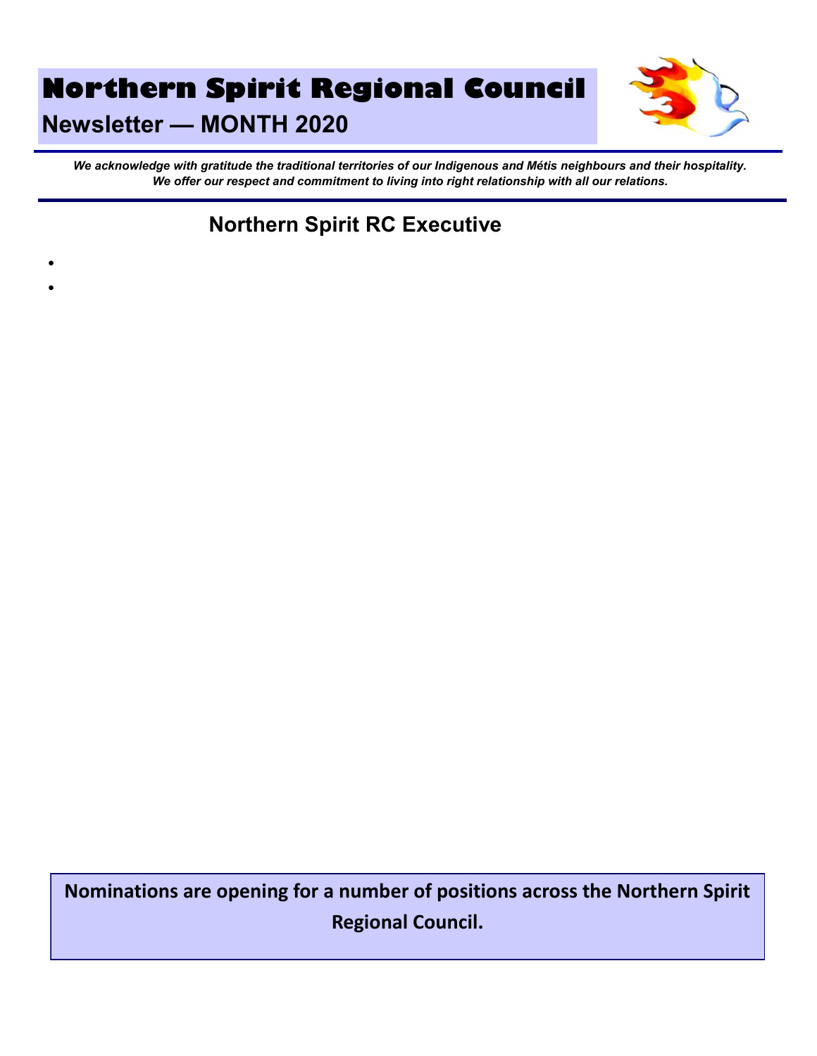# Northern Spirit Regional Council

## Newsletter — MONTH 2020

*We acknowledge with gratitude the traditional territories of our Indigenous and Métis neighbours and their hospitality. We offer our respect and commitment to living into right relationship with all our relations.*

## Northern Spirit RC Executive

**Nominations are opening for a number of positions across the Northern Spirit Regional Council.**